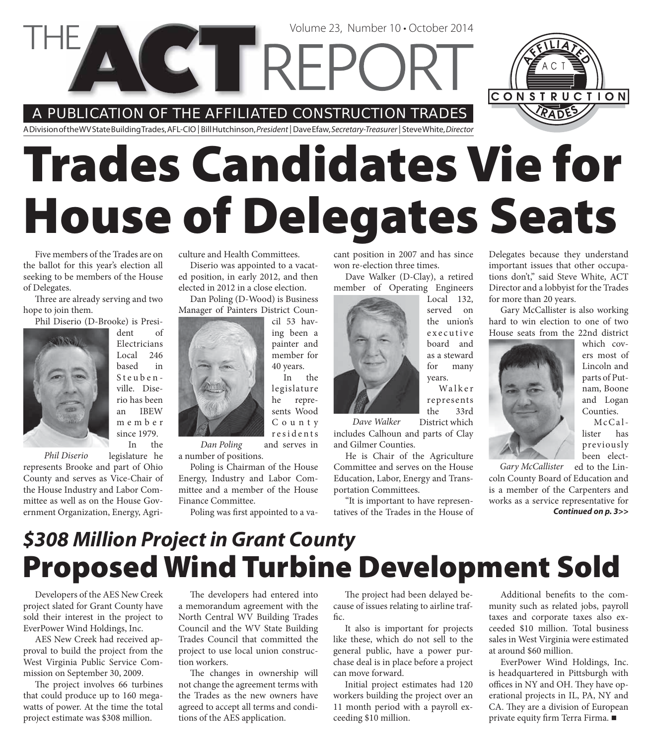# THE ACT REPORT

Volume 23, Number 10 • October 2014

A PUBLICATION OF THE AFFILIATED CONSTRUCTION TRADES

A Division of the WV State Building Trades, AFL-CIO | Bill Hutchinson, *President* | Dave Efaw, *Secretary-Treasurer* | Steve White, *Director*

# Trades Candidates Vie for House of Delegates Seats

Five members of the Trades are on the ballot for this year's election all seeking to be members of the House of Delegates.

Three are already serving and two hope to join them.

Phil Diserio (D-Brooke) is President of Electricians Local 246 based in Steubenville. Diserio has been an IBEW member since 1979. In the legislature he represents Brooke and part of Ohio County and serves as Vice-Chair of the House Industry and Labor Committee as well as on the House Government Organization, Energy, Agriculture and Health Committees.

*Phil Diserio*

Diserio was appointed to a vacated position, in early 2012, and then elected in 2012 in a close election.

Dan Poling (D-Wood) is Business Manager of Painters District Council 53 having been a painter and member for 40 years. In the legislature he represents Wood County residents and serves in a number of positions.

*Dan Poling*

Poling is Chairman of the House Energy, Industry and Labor Committee and a member of the House Finance Committee.

Poling was first appointed to a vacant position in 2007 and has since won re-election three times.

Dave Walker (D-Clay), a retired member of Operating Engineers Local 132, served on the union's executive board and as a steward for many years. Walker represents the 33rd District which includes Calhoun and parts of Clay and Gilmer Counties.

*Dave Walker*

He is Chair of the Agriculture Committee and serves on the House Education, Labor, Energy and Transportation Committees.

"It is important to have representatives of the Trades in the House of Delegates because they understand important issues that other occupations don't," said Steve White, ACT Director and a lobbyist for the Trades for more than 20 years.

Gary McCallister is also working hard to win election to one of two House seats from the 22nd district which covers most of Lincoln and parts of Putnam, Boone and Logan Counties.

*Gary McCallister*

McCallister has previously been elected to the Lincoln County Board of Education and is a member of the Carpenters and works as a service representative for

***Continued on p. 3>>***

## *$308 Million Project in Grant County*

# Proposed Wind Turbine Development Sold

Developers of the AES New Creek project slated for Grant County have sold their interest in the project to EverPower Wind Holdings, Inc.

AES New Creek had received approval to build the project from the West Virginia Public Service Commission on September 30, 2009.

The project involves 66 turbines that could produce up to 160 megawatts of power. At the time the total project estimate was $308 million.

The developers had entered into a memorandum agreement with the North Central WV Building Trades Council and the WV State Building Trades Council that committed the project to use local union construction workers.

The changes in ownership will not change the agreement terms with the Trades as the new owners have agreed to accept all terms and conditions of the AES application.

The project had been delayed because of issues relating to airline traffic.

It also is important for projects like these, which do not sell to the general public, have a power purchase deal is in place before a project can move forward.

Initial project estimates had 120 workers building the project over an 11 month period with a payroll exceeding $10 million.

Additional benefits to the community such as related jobs, payroll taxes and corporate taxes also exceeded $10 million. Total business sales in West Virginia were estimated at around $60 million.

EverPower Wind Holdings, Inc. is headquartered in Pittsburgh with offices in NY and OH. They have operational projects in IL, PA, NY and CA. They are a division of European private equity firm Terra Firma. ■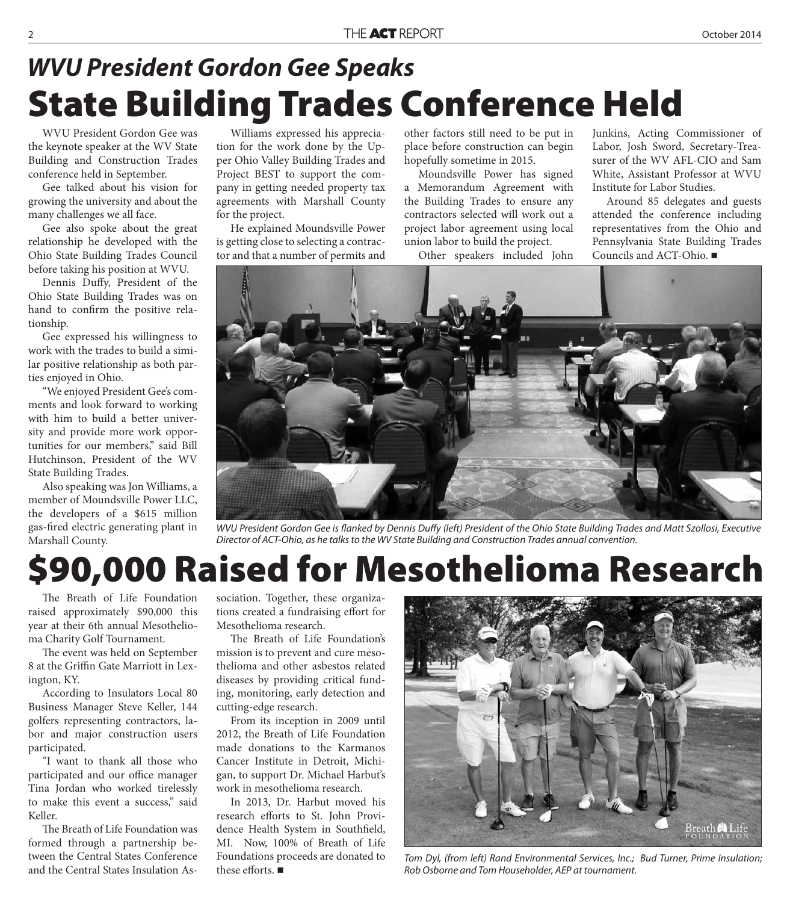## *WVU President Gordon Gee Speaks*

# State Building Trades Conference Held

WVU President Gordon Gee was the keynote speaker at the WV State Building and Construction Trades conference held in September.

Gee talked about his vision for growing the university and about the many challenges we all face.

Gee also spoke about the great relationship he developed with the Ohio State Building Trades Council before taking his position at WVU.

Dennis Duffy, President of the Ohio State Building Trades was on hand to confirm the positive relationship.

Gee expressed his willingness to work with the trades to build a similar positive relationship as both parties enjoyed in Ohio.

"We enjoyed President Gee's comments and look forward to working with him to build a better university and provide more work opportunities for our members," said Bill Hutchinson, President of the WV State Building Trades.

Also speaking was Jon Williams, a member of Moundsville Power LLC, the developers of a $615 million gas-fired electric generating plant in Marshall County.

Williams expressed his appreciation for the work done by the Upper Ohio Valley Building Trades and Project BEST to support the company in getting needed property tax agreements with Marshall County for the project.

He explained Moundsville Power is getting close to selecting a contractor and that a number of permits and other factors still need to be put in place before construction can begin hopefully sometime in 2015.

Moundsville Power has signed a Memorandum Agreement with the Building Trades to ensure any contractors selected will work out a project labor agreement using local union labor to build the project.

Other speakers included John Junkins, Acting Commissioner of Labor, Josh Sword, Secretary-Treasurer of the WV AFL-CIO and Sam White, Assistant Professor at WVU Institute for Labor Studies.

Around 85 delegates and guests attended the conference including representatives from the Ohio and Pennsylvania State Building Trades Councils and ACT-Ohio. ■

*WVU President Gordon Gee is flanked by Dennis Duffy (left) President of the Ohio State Building Trades and Matt Szollosi, Executive Director of ACT-Ohio, as he talks to the WV State Building and Construction Trades annual convention.*

# $90,000 Raised for Mesothelioma Research

The Breath of Life Foundation raised approximately $90,000 this year at their 6th annual Mesothelioma Charity Golf Tournament.

The event was held on September 8 at the Griffin Gate Marriott in Lexington, KY.

According to Insulators Local 80 Business Manager Steve Keller, 144 golfers representing contractors, labor and major construction users participated.

"I want to thank all those who participated and our office manager Tina Jordan who worked tirelessly to make this event a success," said Keller.

The Breath of Life Foundation was formed through a partnership between the Central States Conference and the Central States Insulation Association. Together, these organizations created a fundraising effort for Mesothelioma research.

The Breath of Life Foundation's mission is to prevent and cure mesothelioma and other asbestos related diseases by providing critical funding, monitoring, early detection and cutting-edge research.

From its inception in 2009 until 2012, the Breath of Life Foundation made donations to the Karmanos Cancer Institute in Detroit, Michigan, to support Dr. Michael Harbut's work in mesothelioma research.

In 2013, Dr. Harbut moved his research efforts to St. John Providence Health System in Southfield, MI. Now, 100% of Breath of Life Foundations proceeds are donated to these efforts. ■

*Tom Dyl, (from left) Rand Environmental Services, Inc.; Bud Turner, Prime Insulation; Rob Osborne and Tom Householder, AEP at tournament.*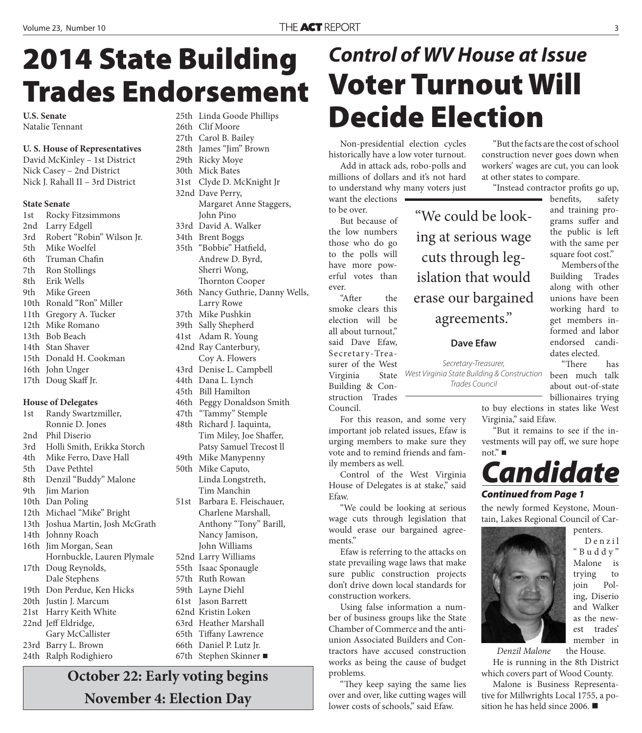# 2014 State Building Trades Endorsement

**U.S. Senate**
Natalie Tennant

**U. S. House of Representatives**
David McKinley – 1st District
Nick Casey – 2nd District
Nick J. Rahall II – 3rd District

**State Senate**
1st Rocky Fitzsimmons
2nd Larry Edgell
3rd Robert "Robin" Wilson Jr.
5th Mike Woelfel
6th Truman Chafin
7th Ron Stollings
8th Erik Wells
9th Mike Green
10th Ronald "Ron" Miller
11th Gregory A. Tucker
12th Mike Romano
13th Bob Beach
14th Stan Shaver
15th Donald H. Cookman
16th John Unger
17th Doug Skaff Jr.

**House of Delegates**
1st Randy Swartzmiller, Ronnie D. Jones
2nd Phil Diserio
3rd Holli Smith, Erikka Storch
4th Mike Ferro, Dave Hall
5th Dave Pethtel
8th Denzil "Buddy" Malone
9th Jim Marion
10th Dan Poling
12th Michael "Mike" Bright
13th Joshua Martin, Josh McGrath
14th Johnny Roach
16th Jim Morgan, Sean Hornbuckle, Lauren Plymale
17th Doug Reynolds, Dale Stephens
19th Don Perdue, Ken Hicks
20th Justin J. Marcum
21st Harry Keith White
22nd Jeff Eldridge, Gary McCallister
23rd Barry L. Brown
24th Ralph Rodighiero
25th Linda Goode Phillips
26th Clif Moore
27th Carol B. Bailey
28th James "Jim" Brown
29th Ricky Moye
30th Mick Bates
31st Clyde D. McKnight Jr
32nd Dave Perry, Margaret Anne Staggers, John Pino
33rd David A. Walker
34th Brent Boggs
35th "Bobbie" Hatfield, Andrew D. Byrd, Sherri Wong, Thornton Cooper
36th Nancy Guthrie, Danny Wells, Larry Rowe
37th Mike Pushkin
39th Sally Shepherd
41st Adam R. Young
42nd Ray Canterbury, Coy A. Flowers
43rd Denise L. Campbell
44th Dana L. Lynch
45th Bill Hamilton
46th Peggy Donaldson Smith
47th "Tammy" Stemple
48th Richard J. Iaquinta, Tim Miley, Joe Shaffer, Patsy Samuel Trecost ll
49th Mike Manypenny
50th Mike Caputo, Linda Longstreth, Tim Manchin
51st Barbara E. Fleischauer, Charlene Marshall, Anthony "Tony" Barill, Nancy Jamison, John Williams
52nd Larry Williams
55th Isaac Sponaugle
57th Ruth Rowan
59th Layne Diehl
61st Jason Barrett
62nd Kristin Loken
63rd Heather Marshall
65th Tiffany Lawrence
66th Daniel P. Lutz Jr.
67th Stephen Skinner ■

**October 22: Early voting begins**
**November 4: Election Day**

## *Control of WV House at Issue*

# Voter Turnout Will Decide Election

Non-presidential election cycles historically have a low voter turnout.

Add in attack ads, robo-polls and millions of dollars and it's not hard to understand why many voters just want the elections to be over.

But because of the low numbers those who do go to the polls will have more powerful votes than ever.

"After the smoke clears this election will be all about turnout," said Dave Efaw, Secretary-Treasurer of the West Virginia State Building & Construction Trades Council.

For this reason, and some very important job related issues, Efaw is urging members to make sure they vote and to remind friends and family members as well.

Control of the West Virginia House of Delegates is at stake," said Efaw.

"We could be looking at serious wage cuts through legislation that would erase our bargained agreements."

Efaw is referring to the attacks on state prevailing wage laws that make sure public construction projects don't drive down local standards for construction workers.

Using false information a number of business groups like the State Chamber of Commerce and the anti-union Associated Builders and Contractors have accused construction works as being the cause of budget problems.

"They keep saying the same lies over and over, like cutting wages will lower costs of schools," said Efaw.

"But the facts are the cost of school construction never goes down when workers' wages are cut, you can look at other states to compare.

"Instead contractor profits go up, benefits, safety and training programs suffer and the public is left with the same per square foot cost."

> "We could be looking at serious wage cuts through legislation that would erase our bargained agreements."
>
> **Dave Efaw**
>
> *Secretary-Treasurer, West Virginia State Building & Construction Trades Council*

Members of the Building Trades along with other unions have been working hard to get members informed and labor endorsed candidates elected.

"There has been much talk about out-of-state billionaires trying to buy elections in states like West Virginia," said Efaw.

"But it remains to see if the investments will pay off, we sure hope not." ■

# *Candidate*

***Continued from Page 1***

the newly formed Keystone, Mountain, Lakes Regional Council of Carpenters.

*Denzil Malone*

Denzil "Buddy" Malone is trying to join Poling, Diserio and Walker as the newest trades' member in the House.

He is running in the 8th District which covers part of Wood County.

Malone is Business Representative for Millwrights Local 1755, a position he has held since 2006. ■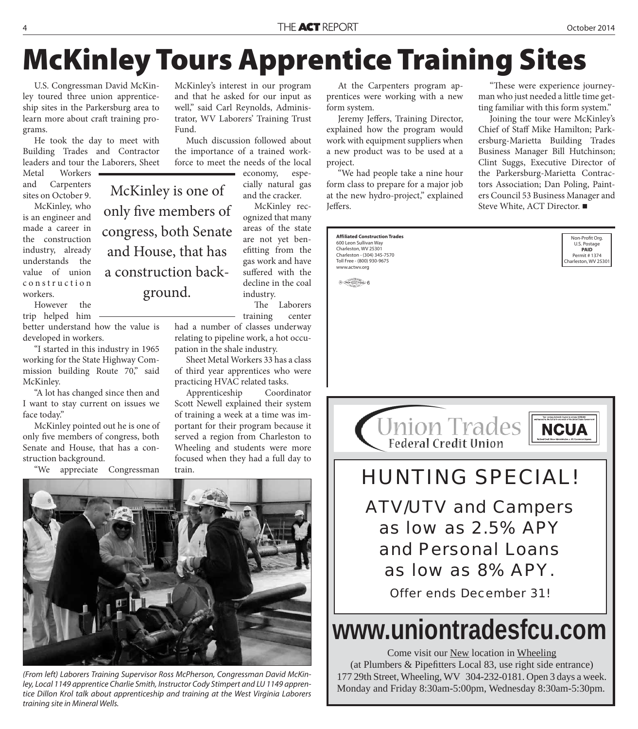# McKinley Tours Apprentice Training Sites

U.S. Congressman David McKinley toured three union apprenticeship sites in the Parkersburg area to learn more about craft training programs.

He took the day to meet with Building Trades and Contractor leaders and tour the Laborers, Sheet Metal Workers and Carpenters sites on October 9.

McKinley, who is an engineer and made a career in the construction industry, already understands the value of union construction workers.

However the trip helped him better understand how the value is developed in workers.

"I started in this industry in 1965 working for the State Highway Commission building Route 70," said McKinley.

"A lot has changed since then and I want to stay current on issues we face today."

McKinley pointed out he is one of only five members of congress, both Senate and House, that has a construction background.

"We appreciate Congressman McKinley's interest in our program and that he asked for our input as well," said Carl Reynolds, Administrator, WV Laborers' Training Trust Fund.

Much discussion followed about the importance of a trained workforce to meet the needs of the local economy, especially natural gas and the cracker.

> McKinley is one of only five members of congress, both Senate and House, that has a construction background.

McKinley recognized that many areas of the state are not yet benefitting from the gas work and have suffered with the decline in the coal industry.

The Laborers training center had a number of classes underway relating to pipeline work, a hot occupation in the shale industry.

Sheet Metal Workers 33 has a class of third year apprentices who were practicing HVAC related tasks.

Apprenticeship Coordinator Scott Newell explained their system of training a week at a time was important for their program because it served a region from Charleston to Wheeling and students were more focused when they had a full day to train.

*(From left) Laborers Training Supervisor Ross McPherson, Congressman David McKinley, Local 1149 apprentice Charlie Smith, Instructor Cody Stimpert and LU 1149 apprentice Dillon Krol talk about apprenticeship and training at the West Virginia Laborers training site in Mineral Wells.*

At the Carpenters program apprentices were working with a new form system.

Jeremy Jeffers, Training Director, explained how the program would work with equipment suppliers when a new product was to be used at a project.

"We had people take a nine hour form class to prepare for a major job at the new hydro-project," explained Jeffers.

"These were experience journeyman who just needed a little time getting familiar with this form system."

Joining the tour were McKinley's Chief of Staff Mike Hamilton; Parkersburg-Marietta Building Trades Business Manager Bill Hutchinson; Clint Suggs, Executive Director of the Parkersburg-Marietta Contractors Association; Dan Poling, Painters Council 53 Business Manager and Steve White, ACT Director. ■

**Affiliated Construction Trades**
600 Leon Sullivan Way
Charleston, WV 25301
Charleston - (304) 345-7570
Toll Free - (800) 930-9675
www.actwv.org

Non-Profit Org.
U.S. Postage
**PAID**
Permit # 1374
Charleston, WV 25301

Union Trades Federal Credit Union

NCUA

## HUNTING SPECIAL!

ATV/UTV and Campers as low as 2.5% APY and Personal Loans as low as 8% APY.

Offer ends December 31!

**www.uniontradesfcu.com**

Come visit our New location in Wheeling (at Plumbers & Pipefitters Local 83, use right side entrance) 177 29th Street, Wheeling, WV 304-232-0181. Open 3 days a week. Monday and Friday 8:30am-5:00pm, Wednesday 8:30am-5:30pm.